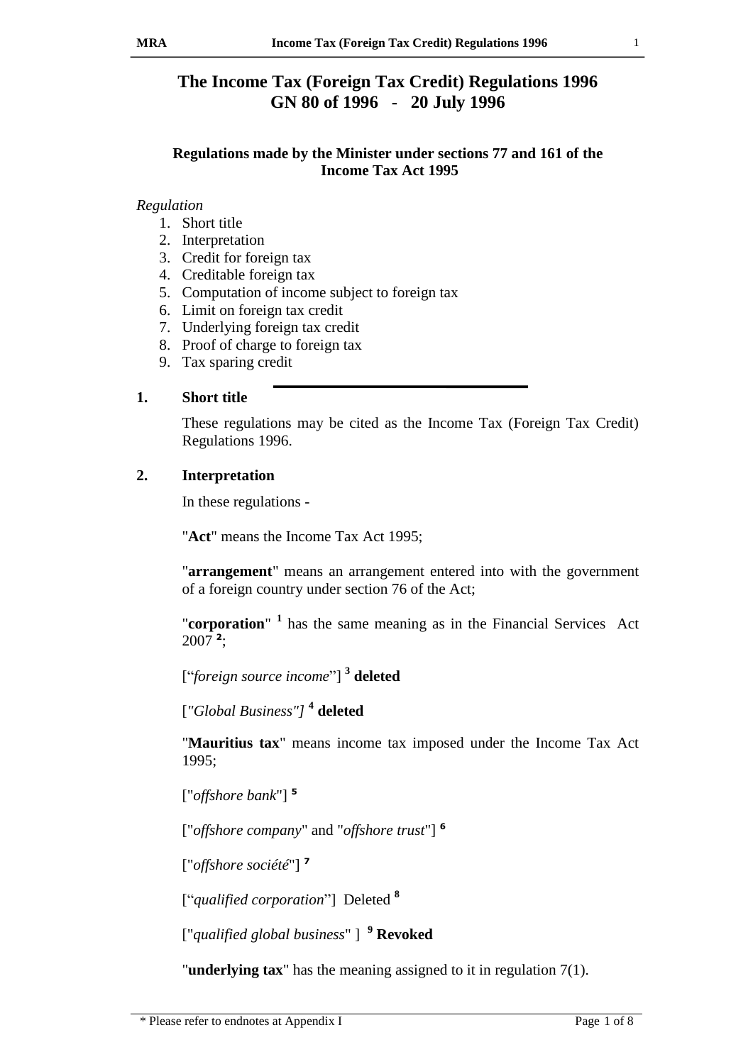# The Income Tax (Foreign Tax Credit) Regulations 1996
# GN 80 of 1996 - 20 July 1996

**Regulations made by the Minister under sections 77 and 161 of the Income Tax Act 1995**

*Regulation*

1. Short title
2. Interpretation
3. Credit for foreign tax
4. Creditable foreign tax
5. Computation of income subject to foreign tax
6. Limit on foreign tax credit
7. Underlying foreign tax credit
8. Proof of charge to foreign tax
9. Tax sparing credit

---

## 1. Short title

These regulations may be cited as the Income Tax (Foreign Tax Credit) Regulations 1996.

## 2. Interpretation

In these regulations -

"**Act**" means the Income Tax Act 1995;

"**arrangement**" means an arrangement entered into with the government of a foreign country under section 76 of the Act;

"**corporation**" [1] has the same meaning as in the Financial Services Act 2007 [2];

["*foreign source income*"] [3] **deleted**

[*"Global Business"]* [4] **deleted**

"**Mauritius tax**" means income tax imposed under the Income Tax Act 1995;

["*offshore bank*"] [5]

["*offshore company*" and "*offshore trust*"] [6]

["*offshore société*"] [7]

["*qualified corporation*"] Deleted [8]

["*qualified global business*" ] [9] **Revoked**

"**underlying tax**" has the meaning assigned to it in regulation 7(1).

\* Please refer to endnotes at Appendix I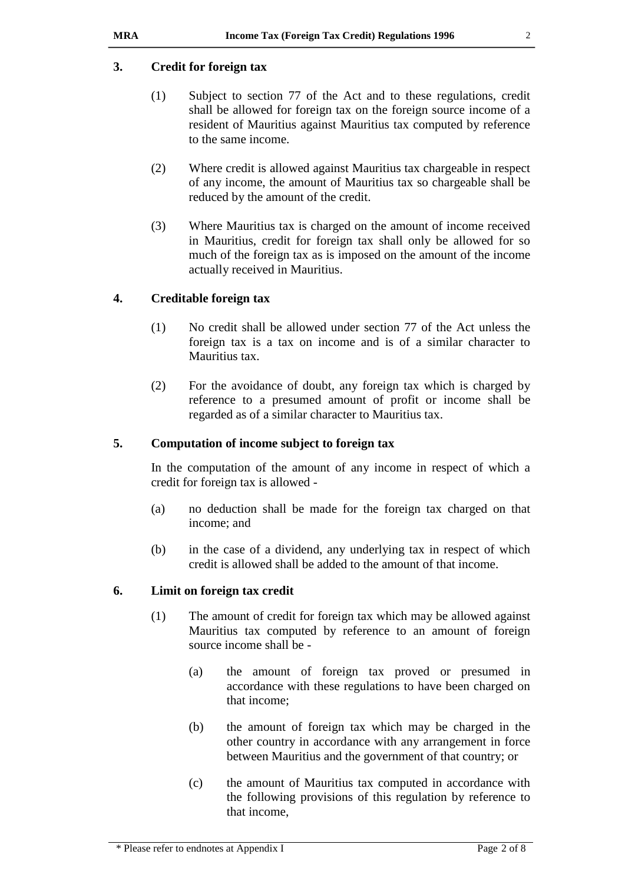## 3. Credit for foreign tax

(1) Subject to section 77 of the Act and to these regulations, credit shall be allowed for foreign tax on the foreign source income of a resident of Mauritius against Mauritius tax computed by reference to the same income.

(2) Where credit is allowed against Mauritius tax chargeable in respect of any income, the amount of Mauritius tax so chargeable shall be reduced by the amount of the credit.

(3) Where Mauritius tax is charged on the amount of income received in Mauritius, credit for foreign tax shall only be allowed for so much of the foreign tax as is imposed on the amount of the income actually received in Mauritius.

## 4. Creditable foreign tax

(1) No credit shall be allowed under section 77 of the Act unless the foreign tax is a tax on income and is of a similar character to Mauritius tax.

(2) For the avoidance of doubt, any foreign tax which is charged by reference to a presumed amount of profit or income shall be regarded as of a similar character to Mauritius tax.

## 5. Computation of income subject to foreign tax

In the computation of the amount of any income in respect of which a credit for foreign tax is allowed -

(a) no deduction shall be made for the foreign tax charged on that income; and

(b) in the case of a dividend, any underlying tax in respect of which credit is allowed shall be added to the amount of that income.

## 6. Limit on foreign tax credit

(1) The amount of credit for foreign tax which may be allowed against Mauritius tax computed by reference to an amount of foreign source income shall be -

(a) the amount of foreign tax proved or presumed in accordance with these regulations to have been charged on that income;

(b) the amount of foreign tax which may be charged in the other country in accordance with any arrangement in force between Mauritius and the government of that country; or

(c) the amount of Mauritius tax computed in accordance with the following provisions of this regulation by reference to that income,

\* Please refer to endnotes at Appendix I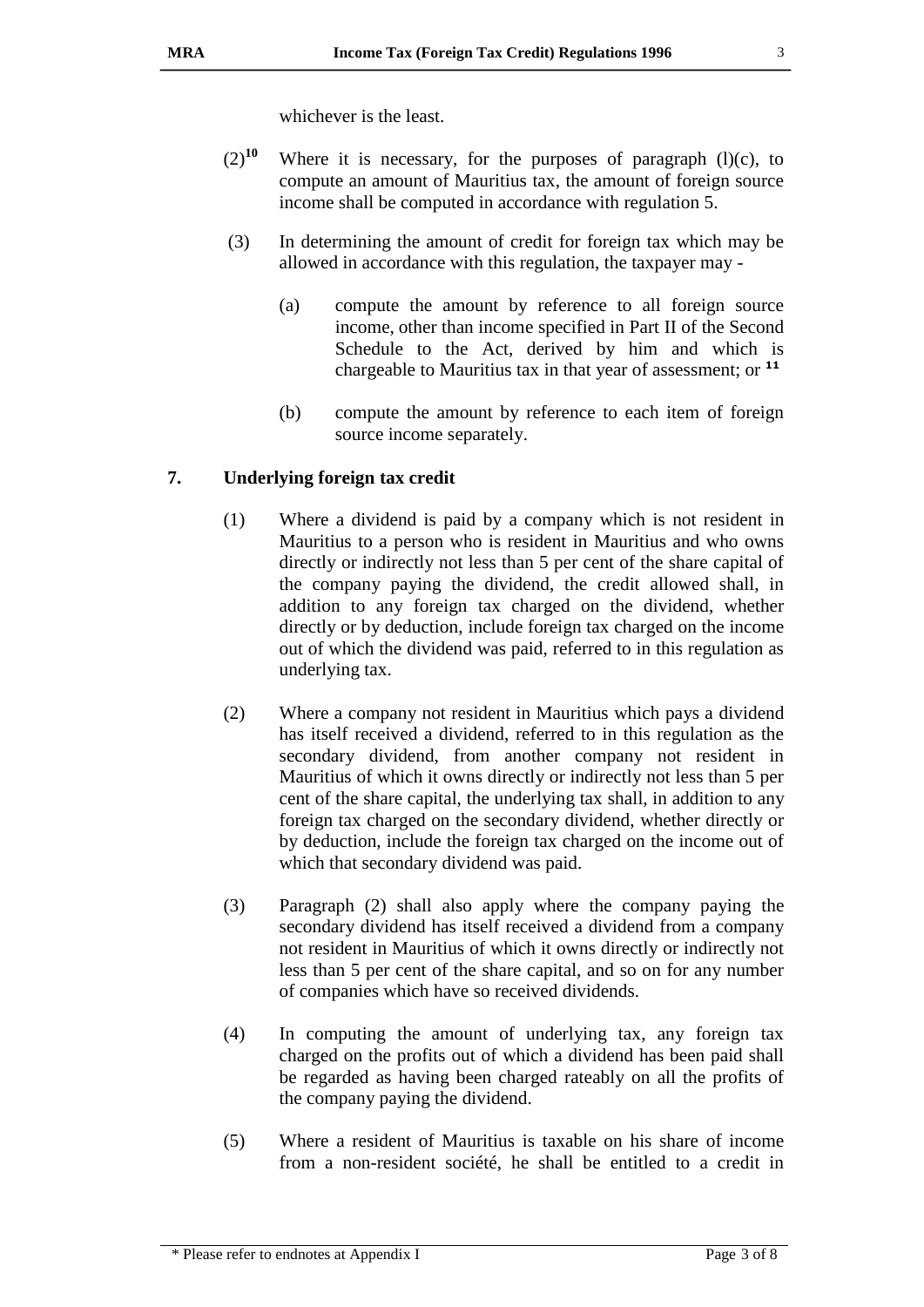whichever is the least.

(2)[10] Where it is necessary, for the purposes of paragraph (l)(c), to compute an amount of Mauritius tax, the amount of foreign source income shall be computed in accordance with regulation 5.

(3) In determining the amount of credit for foreign tax which may be allowed in accordance with this regulation, the taxpayer may -

(a) compute the amount by reference to all foreign source income, other than income specified in Part II of the Second Schedule to the Act, derived by him and which is chargeable to Mauritius tax in that year of assessment; or [11]

(b) compute the amount by reference to each item of foreign source income separately.

## 7. Underlying foreign tax credit

(1) Where a dividend is paid by a company which is not resident in Mauritius to a person who is resident in Mauritius and who owns directly or indirectly not less than 5 per cent of the share capital of the company paying the dividend, the credit allowed shall, in addition to any foreign tax charged on the dividend, whether directly or by deduction, include foreign tax charged on the income out of which the dividend was paid, referred to in this regulation as underlying tax.

(2) Where a company not resident in Mauritius which pays a dividend has itself received a dividend, referred to in this regulation as the secondary dividend, from another company not resident in Mauritius of which it owns directly or indirectly not less than 5 per cent of the share capital, the underlying tax shall, in addition to any foreign tax charged on the secondary dividend, whether directly or by deduction, include the foreign tax charged on the income out of which that secondary dividend was paid.

(3) Paragraph (2) shall also apply where the company paying the secondary dividend has itself received a dividend from a company not resident in Mauritius of which it owns directly or indirectly not less than 5 per cent of the share capital, and so on for any number of companies which have so received dividends.

(4) In computing the amount of underlying tax, any foreign tax charged on the profits out of which a dividend has been paid shall be regarded as having been charged rateably on all the profits of the company paying the dividend.

(5) Where a resident of Mauritius is taxable on his share of income from a non-resident société, he shall be entitled to a credit in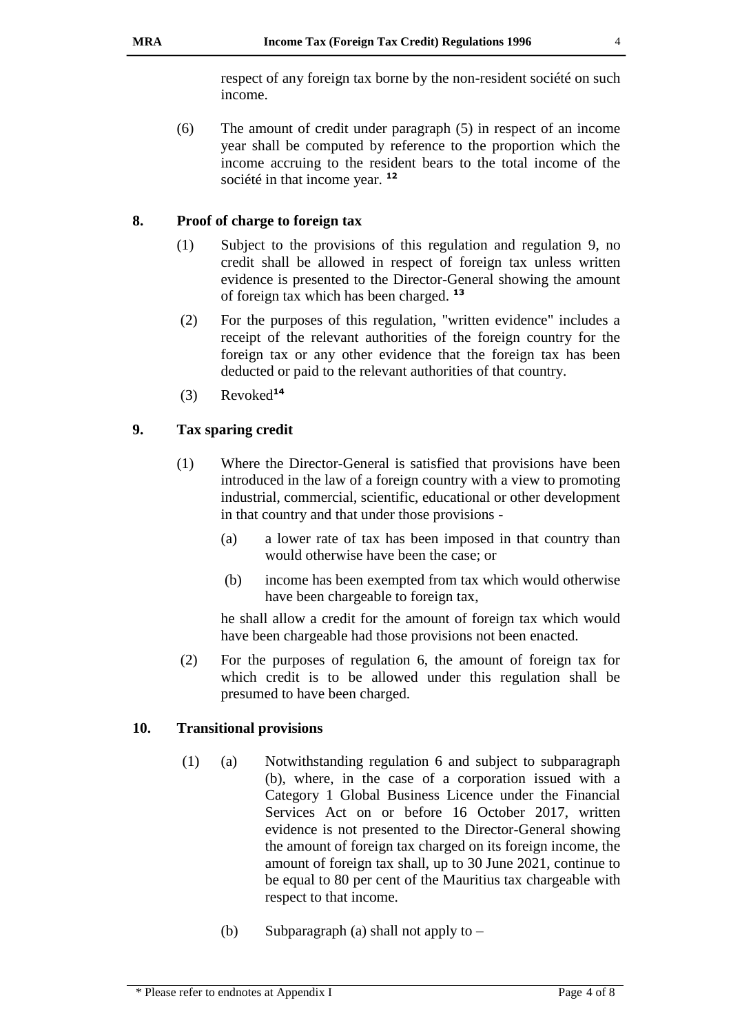respect of any foreign tax borne by the non-resident société on such income.

(6) The amount of credit under paragraph (5) in respect of an income year shall be computed by reference to the proportion which the income accruing to the resident bears to the total income of the société in that income year. [12]

## 8. Proof of charge to foreign tax

(1) Subject to the provisions of this regulation and regulation 9, no credit shall be allowed in respect of foreign tax unless written evidence is presented to the Director-General showing the amount of foreign tax which has been charged. [13]

(2) For the purposes of this regulation, "written evidence" includes a receipt of the relevant authorities of the foreign country for the foreign tax or any other evidence that the foreign tax has been deducted or paid to the relevant authorities of that country.

(3) Revoked[14]

## 9. Tax sparing credit

(1) Where the Director-General is satisfied that provisions have been introduced in the law of a foreign country with a view to promoting industrial, commercial, scientific, educational or other development in that country and that under those provisions -

(a) a lower rate of tax has been imposed in that country than would otherwise have been the case; or

(b) income has been exempted from tax which would otherwise have been chargeable to foreign tax,

he shall allow a credit for the amount of foreign tax which would have been chargeable had those provisions not been enacted.

(2) For the purposes of regulation 6, the amount of foreign tax for which credit is to be allowed under this regulation shall be presumed to have been charged.

## 10. Transitional provisions

(1) (a) Notwithstanding regulation 6 and subject to subparagraph (b), where, in the case of a corporation issued with a Category 1 Global Business Licence under the Financial Services Act on or before 16 October 2017, written evidence is not presented to the Director-General showing the amount of foreign tax charged on its foreign income, the amount of foreign tax shall, up to 30 June 2021, continue to be equal to 80 per cent of the Mauritius tax chargeable with respect to that income.

(b) Subparagraph (a) shall not apply to –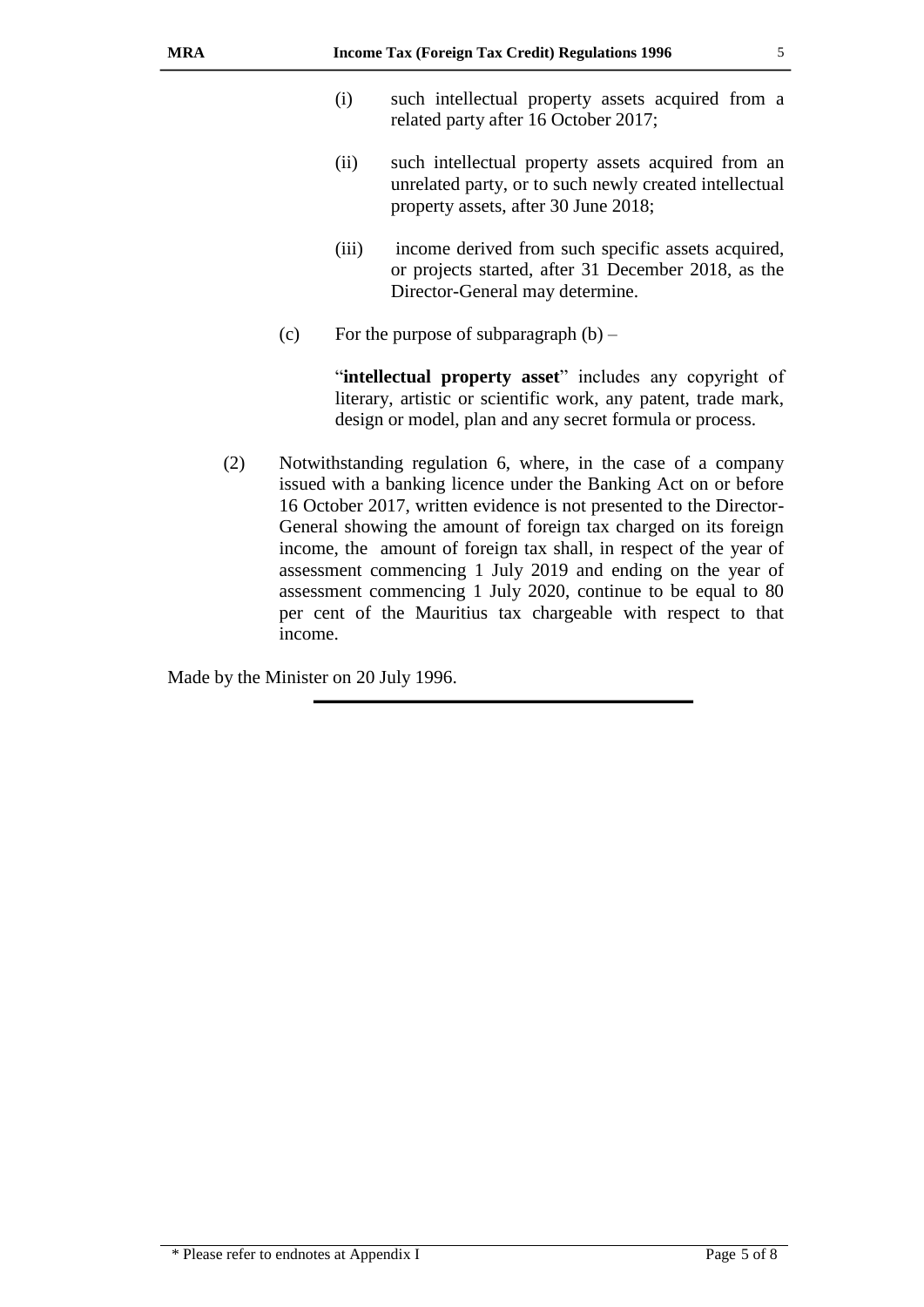(i) such intellectual property assets acquired from a related party after 16 October 2017;

(ii) such intellectual property assets acquired from an unrelated party, or to such newly created intellectual property assets, after 30 June 2018;

(iii) income derived from such specific assets acquired, or projects started, after 31 December 2018, as the Director-General may determine.

(c) For the purpose of subparagraph (b) –

"**intellectual property asset**" includes any copyright of literary, artistic or scientific work, any patent, trade mark, design or model, plan and any secret formula or process.

(2) Notwithstanding regulation 6, where, in the case of a company issued with a banking licence under the Banking Act on or before 16 October 2017, written evidence is not presented to the Director-General showing the amount of foreign tax charged on its foreign income, the amount of foreign tax shall, in respect of the year of assessment commencing 1 July 2019 and ending on the year of assessment commencing 1 July 2020, continue to be equal to 80 per cent of the Mauritius tax chargeable with respect to that income.

Made by the Minister on 20 July 1996.

---

\* Please refer to endnotes at Appendix I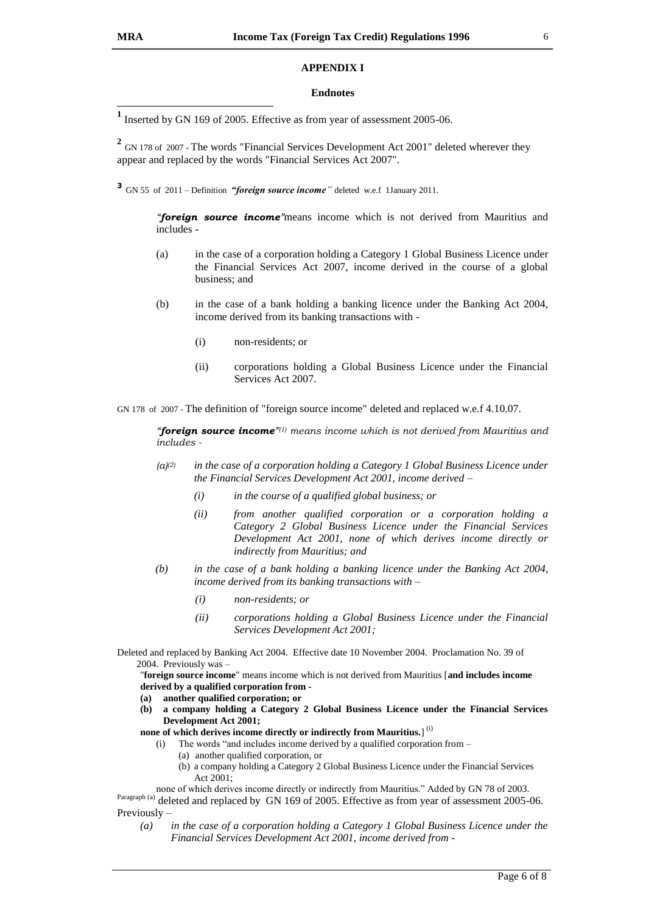## APPENDIX I

### Endnotes

[1] Inserted by GN 169 of 2005. Effective as from year of assessment 2005-06.

[2] GN 178 of 2007 - The words "Financial Services Development Act 2001" deleted wherever they appear and replaced by the words "Financial Services Act 2007".

[3] GN 55 of 2011 – Definition ***"foreign source income"*** deleted w.e.f 1January 2011.

> ***"foreign source income"*** means income which is not derived from Mauritius and includes -
>
> (a) in the case of a corporation holding a Category 1 Global Business Licence under the Financial Services Act 2007, income derived in the course of a global business; and
>
> (b) in the case of a bank holding a banking licence under the Banking Act 2004, income derived from its banking transactions with -
>
> (i) non-residents; or
>
> (ii) corporations holding a Global Business Licence under the Financial Services Act 2007.

GN 178 of 2007 - The definition of "foreign source income" deleted and replaced w.e.f 4.10.07.

> ***"foreign source income"***[(1)] *means income which is not derived from Mauritius and includes -*
>
> *(a)*[(2)] *in the case of a corporation holding a Category 1 Global Business Licence under the Financial Services Development Act 2001, income derived –*
>
> *(i) in the course of a qualified global business; or*
>
> *(ii) from another qualified corporation or a corporation holding a Category 2 Global Business Licence under the Financial Services Development Act 2001, none of which derives income directly or indirectly from Mauritius; and*
>
> *(b) in the case of a bank holding a banking licence under the Banking Act 2004, income derived from its banking transactions with –*
>
> *(i) non-residents; or*
>
> *(ii) corporations holding a Global Business Licence under the Financial Services Development Act 2001;*

Deleted and replaced by Banking Act 2004. Effective date 10 November 2004. Proclamation No. 39 of 2004. Previously was –

"**foreign source income**" means income which is not derived from Mauritius [**and includes income derived by a qualified corporation from -**

**(a) another qualified corporation; or**

**(b) a company holding a Category 2 Global Business Licence under the Financial Services Development Act 2001;**

**none of which derives income directly or indirectly from Mauritius.**] [(i)]

(i) The words "and includes income derived by a qualified corporation from –
 (a) another qualified corporation, or
 (b) a company holding a Category 2 Global Business Licence under the Financial Services Development Act 2001;

none of which derives income directly or indirectly from Mauritius." Added by GN 78 of 2003.

[Paragraph (a)] deleted and replaced by GN 169 of 2005. Effective as from year of assessment 2005-06. Previously –

> *(a) in the case of a corporation holding a Category 1 Global Business Licence under the Financial Services Development Act 2001, income derived from -*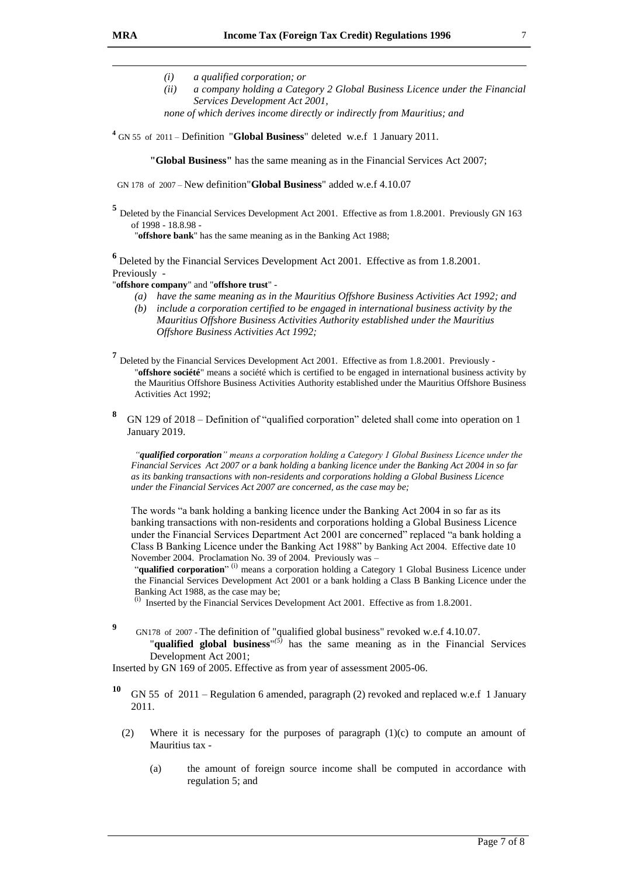*(i) a qualified corporation; or*

*(ii) a company holding a Category 2 Global Business Licence under the Financial Services Development Act 2001,*

*none of which derives income directly or indirectly from Mauritius; and*

[4] GN 55 of 2011 – Definition "**Global Business**" deleted w.e.f 1 January 2011.

**"Global Business"** has the same meaning as in the Financial Services Act 2007;

GN 178 of 2007 – New definition"**Global Business**" added w.e.f 4.10.07

[5] Deleted by the Financial Services Development Act 2001. Effective as from 1.8.2001. Previously GN 163 of 1998 - 18.8.98 -

"**offshore bank**" has the same meaning as in the Banking Act 1988;

[6] Deleted by the Financial Services Development Act 2001. Effective as from 1.8.2001. Previously -

"**offshore company**" and "**offshore trust**" -

*(a) have the same meaning as in the Mauritius Offshore Business Activities Act 1992; and*

*(b) include a corporation certified to be engaged in international business activity by the Mauritius Offshore Business Activities Authority established under the Mauritius Offshore Business Activities Act 1992;*

[7] Deleted by the Financial Services Development Act 2001. Effective as from 1.8.2001. Previously -

"**offshore société**" means a société which is certified to be engaged in international business activity by the Mauritius Offshore Business Activities Authority established under the Mauritius Offshore Business Activities Act 1992;

[8] GN 129 of 2018 – Definition of "qualified corporation" deleted shall come into operation on 1 January 2019.

*"**qualified corporation**" means a corporation holding a Category 1 Global Business Licence under the Financial Services Act 2007 or a bank holding a banking licence under the Banking Act 2004 in so far as its banking transactions with non-residents and corporations holding a Global Business Licence under the Financial Services Act 2007 are concerned, as the case may be;*

The words "a bank holding a banking licence under the Banking Act 2004 in so far as its banking transactions with non-residents and corporations holding a Global Business Licence under the Financial Services Department Act 2001 are concerned" replaced "a bank holding a Class B Banking Licence under the Banking Act 1988" by Banking Act 2004. Effective date 10 November 2004. Proclamation No. 39 of 2004. Previously was –

"**qualified corporation**" [(i)] means a corporation holding a Category 1 Global Business Licence under the Financial Services Development Act 2001 or a bank holding a Class B Banking Licence under the Banking Act 1988, as the case may be;

[(i)] Inserted by the Financial Services Development Act 2001. Effective as from 1.8.2001.

[9] GN178 of 2007 - The definition of "qualified global business" revoked w.e.f 4.10.07.

"**qualified global business**"[(5)] has the same meaning as in the Financial Services Development Act 2001;

Inserted by GN 169 of 2005. Effective as from year of assessment 2005-06.

[10] GN 55 of 2011 – Regulation 6 amended, paragraph (2) revoked and replaced w.e.f 1 January 2011.

(2) Where it is necessary for the purposes of paragraph (1)(c) to compute an amount of Mauritius tax -

(a) the amount of foreign source income shall be computed in accordance with regulation 5; and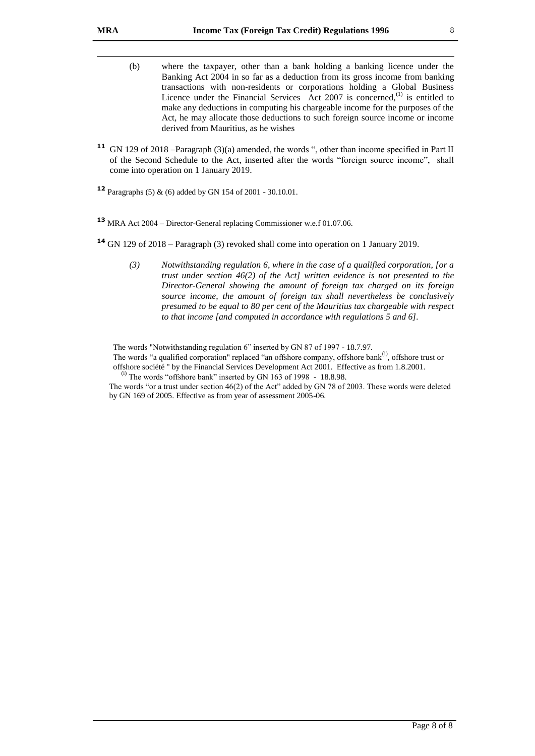(b) where the taxpayer, other than a bank holding a banking licence under the Banking Act 2004 in so far as a deduction from its gross income from banking transactions with non-residents or corporations holding a Global Business Licence under the Financial Services Act 2007 is concerned,[1] is entitled to make any deductions in computing his chargeable income for the purposes of the Act, he may allocate those deductions to such foreign source income or income derived from Mauritius, as he wishes

**11** GN 129 of 2018 –Paragraph (3)(a) amended, the words ", other than income specified in Part II of the Second Schedule to the Act, inserted after the words "foreign source income", shall come into operation on 1 January 2019.

**12** Paragraphs (5) & (6) added by GN 154 of 2001 - 30.10.01.

**13** MRA Act 2004 – Director-General replacing Commissioner w.e.f 01.07.06.

**14** GN 129 of 2018 – Paragraph (3) revoked shall come into operation on 1 January 2019.

*(3) Notwithstanding regulation 6, where in the case of a qualified corporation, [or a trust under section 46(2) of the Act] written evidence is not presented to the Director-General showing the amount of foreign tax charged on its foreign source income, the amount of foreign tax shall nevertheless be conclusively presumed to be equal to 80 per cent of the Mauritius tax chargeable with respect to that income [and computed in accordance with regulations 5 and 6].*

The words "Notwithstanding regulation 6" inserted by GN 87 of 1997 - 18.7.97.
The words "a qualified corporation" replaced "an offshore company, offshore bank[i], offshore trust or offshore société " by the Financial Services Development Act 2001. Effective as from 1.8.2001.
[i] The words "offshore bank" inserted by GN 163 of 1998 - 18.8.98.
The words "or a trust under section 46(2) of the Act" added by GN 78 of 2003. These words were deleted by GN 169 of 2005. Effective as from year of assessment 2005-06.